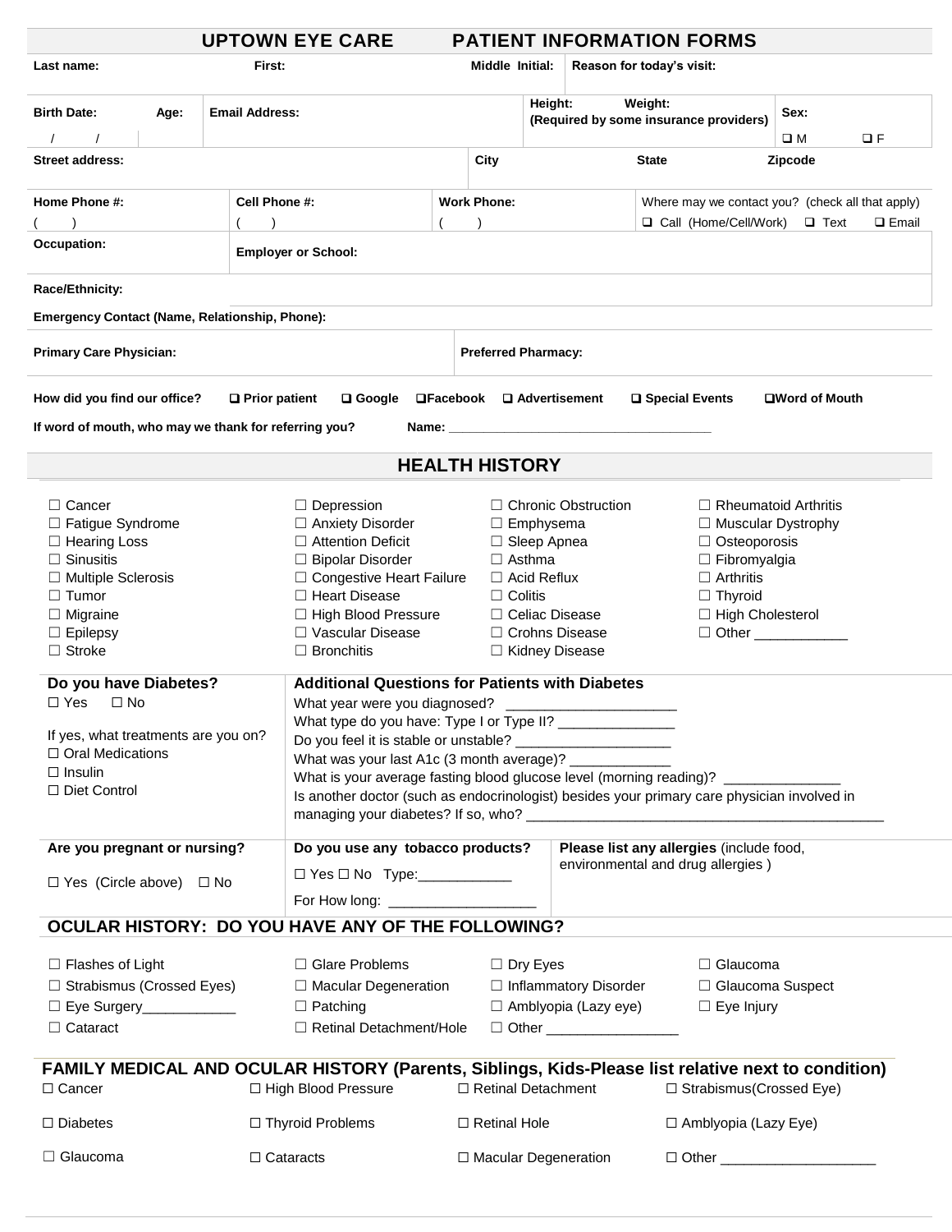# UPTOWN EYE CARE PATIENT INFORMATION FORMS

| Last name: | First: | Middle Initial: | Reason for today's visit: |
|---|---|---|---|

| Birth Date: / / | Age: | Email Address: | Height: Weight: (Required by some insurance providers) | Sex: ❑ M ❑ F |
|---|---|---|---|---|

| Street address: | City | State | Zipcode |
|---|---|---|---|

| Home Phone #: ( ) | Cell Phone #: ( ) | Work Phone: ( ) | Where may we contact you? (check all that apply) ❑ Call (Home/Cell/Work) ❑ Text ❑ Email |
|---|---|---|---|

| Occupation: | Employer or School: |
|---|---|

**Race/Ethnicity:**

**Emergency Contact (Name, Relationship, Phone):**

| Primary Care Physician: | Preferred Pharmacy: |
|---|---|

**How did you find our office?** ❑ **Prior patient** ❑ **Google** ❑**Facebook** ❑ **Advertisement** ❑ **Special Events** ❑**Word of Mouth**

**If word of mouth, who may we thank for referring you?** **Name:** ____________________________________

## HEALTH HISTORY

| | | | |
|---|---|---|---|
| ☐ Cancer | ☐ Depression | ☐ Chronic Obstruction | ☐ Rheumatoid Arthritis |
| ☐ Fatigue Syndrome | ☐ Anxiety Disorder | ☐ Emphysema | ☐ Muscular Dystrophy |
| ☐ Hearing Loss | ☐ Attention Deficit | ☐ Sleep Apnea | ☐ Osteoporosis |
| ☐ Sinusitis | ☐ Bipolar Disorder | ☐ Asthma | ☐ Fibromyalgia |
| ☐ Multiple Sclerosis | ☐ Congestive Heart Failure | ☐ Acid Reflux | ☐ Arthritis |
| ☐ Tumor | ☐ Heart Disease | ☐ Colitis | ☐ Thyroid |
| ☐ Migraine | ☐ High Blood Pressure | ☐ Celiac Disease | ☐ High Cholesterol |
| ☐ Epilepsy | ☐ Vascular Disease | ☐ Crohns Disease | ☐ Other ____________ |
| ☐ Stroke | ☐ Bronchitis | ☐ Kidney Disease | |

**Do you have Diabetes?**
☐ Yes ☐ No

If yes, what treatments are you on?
☐ Oral Medications
☐ Insulin
☐ Diet Control

**Additional Questions for Patients with Diabetes**
What year were you diagnosed? _____________________
What type do you have: Type I or Type II? _______________
Do you feel it is stable or unstable? ____________________
What was your last A1c (3 month average)? _____________
What is your average fasting blood glucose level (morning reading)? _______________
Is another doctor (such as endocrinologist) besides your primary care physician involved in managing your diabetes? If so, who? _______________________________________________

| Are you pregnant or nursing? | Do you use any tobacco products? | Please list any allergies (include food, environmental and drug allergies) |
|---|---|---|
| ☐ Yes (Circle above) ☐ No | ☐ Yes ☐ No Type:____________<br>For How long: __________________ | |

## OCULAR HISTORY: DO YOU HAVE ANY OF THE FOLLOWING?

| | | | |
|---|---|---|---|
| ☐ Flashes of Light | ☐ Glare Problems | ☐ Dry Eyes | ☐ Glaucoma |
| ☐ Strabismus (Crossed Eyes) | ☐ Macular Degeneration | ☐ Inflammatory Disorder | ☐ Glaucoma Suspect |
| ☐ Eye Surgery____________ | ☐ Patching | ☐ Amblyopia (Lazy eye) | ☐ Eye Injury |
| ☐ Cataract | ☐ Retinal Detachment/Hole | ☐ Other ________________ | |

## FAMILY MEDICAL AND OCULAR HISTORY (Parents, Siblings, Kids-Please list relative next to condition)

| | | | |
|---|---|---|---|
| ☐ Cancer | ☐ High Blood Pressure | ☐ Retinal Detachment | ☐ Strabismus(Crossed Eye) |
| ☐ Diabetes | ☐ Thyroid Problems | ☐ Retinal Hole | ☐ Amblyopia (Lazy Eye) |
| ☐ Glaucoma | ☐ Cataracts | ☐ Macular Degeneration | ☐ Other ___________________ |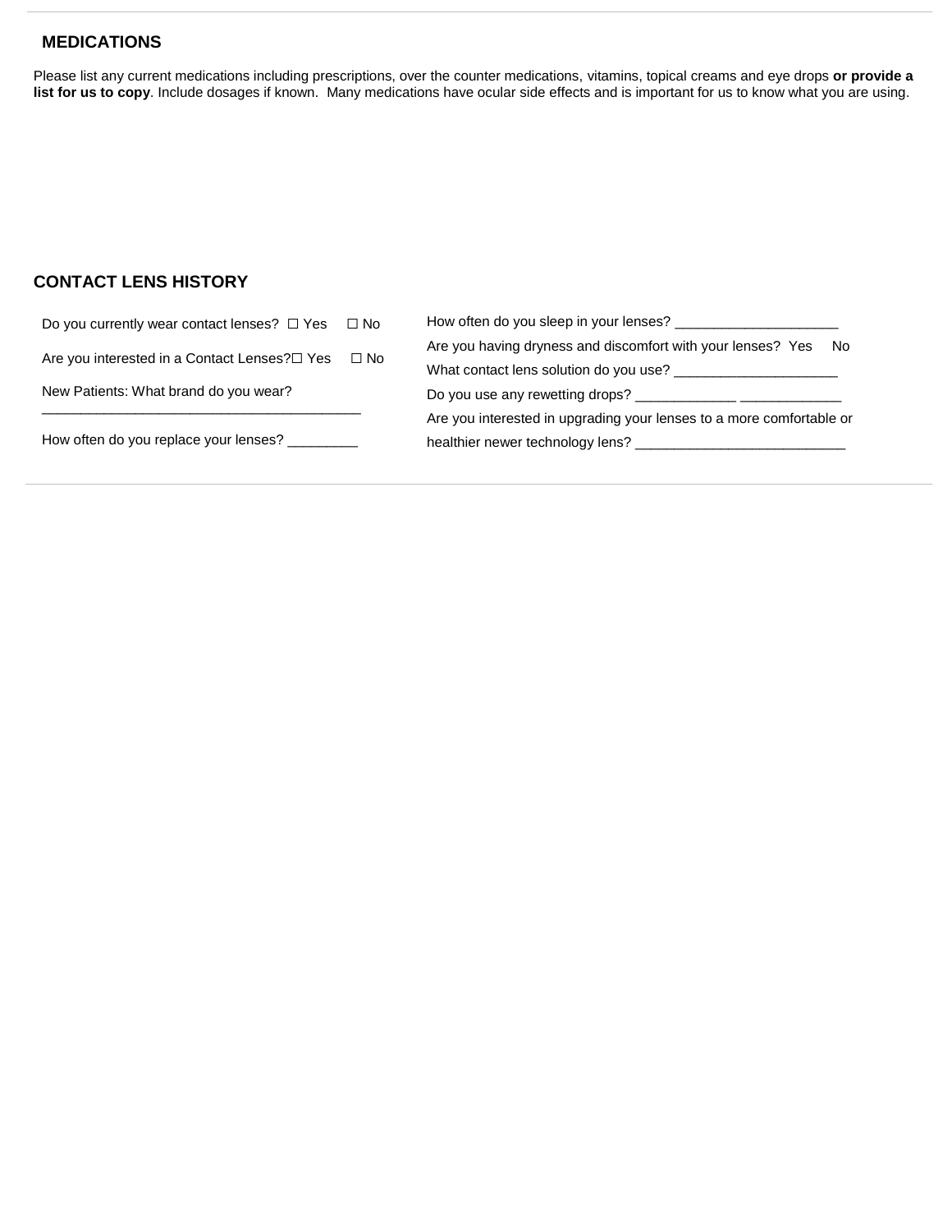## MEDICATIONS

Please list any current medications including prescriptions, over the counter medications, vitamins, topical creams and eye drops **or provide a list for us to copy**. Include dosages if known. Many medications have ocular side effects and is important for us to know what you are using.

## CONTACT LENS HISTORY

Do you currently wear contact lenses? ☐ Yes ☐ No

Are you interested in a Contact Lenses?☐ Yes ☐ No

New Patients: What brand do you wear? ________________________________________

How often do you replace your lenses? _________

How often do you sleep in your lenses? _____________________

Are you having dryness and discomfort with your lenses? Yes No

What contact lens solution do you use? _____________________

Do you use any rewetting drops? _____________ _____________

Are you interested in upgrading your lenses to a more comfortable or healthier newer technology lens? ___________________________